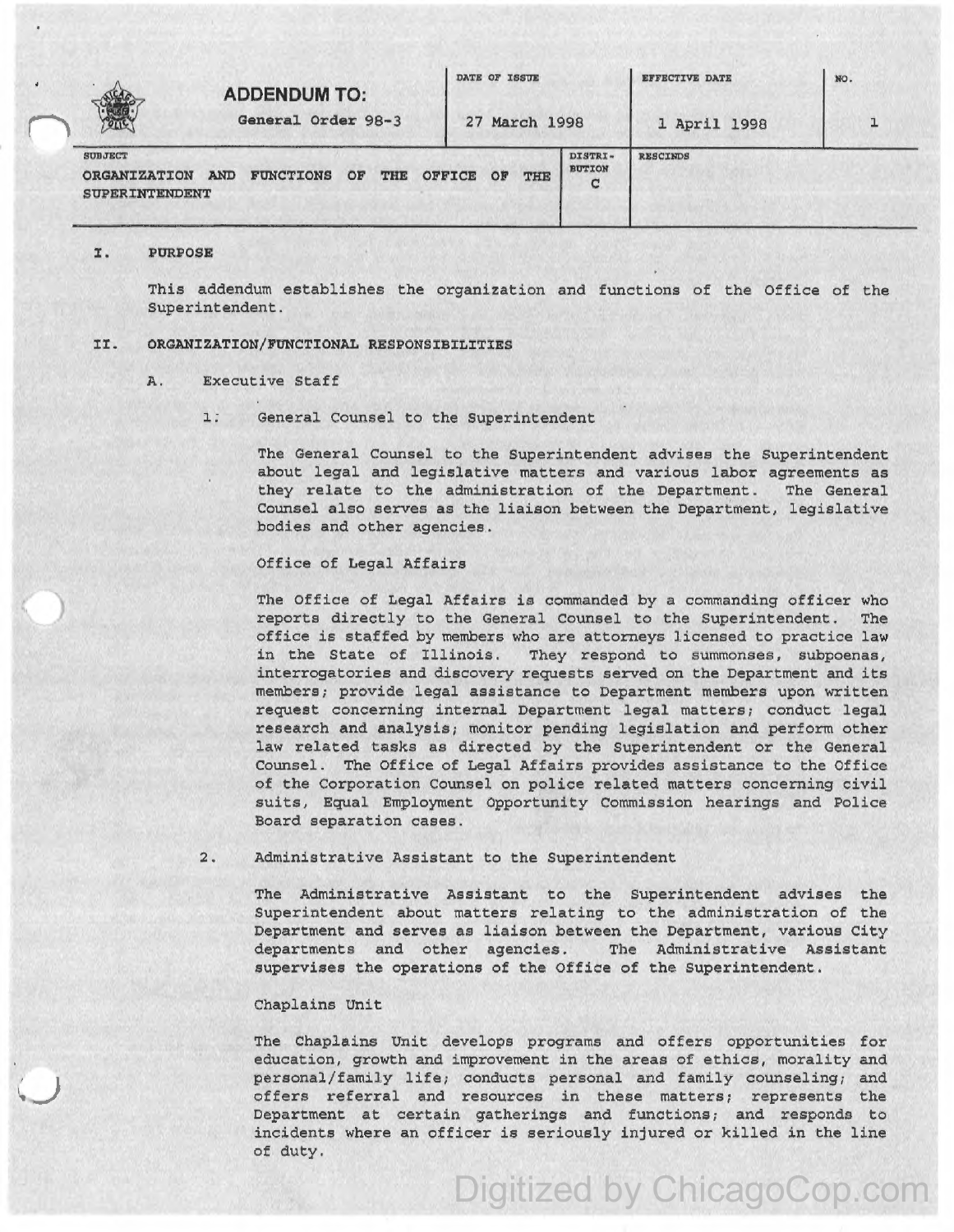| ADDENDUM TO: General Order 98-3 | DATE OF ISSUE 27 March 1998 | EFFECTIVE DATE 1 April 1998 | NO. 1 |
|---|---|---|---|
| SUBJECT ORGANIZATION AND FUNCTIONS OF THE OFFICE OF THE SUPERINTENDENT | DISTRIBUTION C | RESCINDS | |

## I. PURPOSE

This addendum establishes the organization and functions of the Office of the Superintendent.

## II. ORGANIZATION/FUNCTIONAL RESPONSIBILITIES

### A. Executive Staff

1. General Counsel to the Superintendent

   The General Counsel to the Superintendent advises the Superintendent about legal and legislative matters and various labor agreements as they relate to the administration of the Department. The General Counsel also serves as the liaison between the Department, legislative bodies and other agencies.

   Office of Legal Affairs

   The Office of Legal Affairs is commanded by a commanding officer who reports directly to the General Counsel to the Superintendent. The office is staffed by members who are attorneys licensed to practice law in the State of Illinois. They respond to summonses, subpoenas, interrogatories and discovery requests served on the Department and its members; provide legal assistance to Department members upon written request concerning internal Department legal matters; conduct legal research and analysis; monitor pending legislation and perform other law related tasks as directed by the Superintendent or the General Counsel. The Office of Legal Affairs provides assistance to the Office of the Corporation Counsel on police related matters concerning civil suits, Equal Employment Opportunity Commission hearings and Police Board separation cases.

2. Administrative Assistant to the Superintendent

   The Administrative Assistant to the Superintendent advises the Superintendent about matters relating to the administration of the Department and serves as liaison between the Department, various City departments and other agencies. The Administrative Assistant supervises the operations of the Office of the Superintendent.

   Chaplains Unit

   The Chaplains Unit develops programs and offers opportunities for education, growth and improvement in the areas of ethics, morality and personal/family life; conducts personal and family counseling; and offers referral and resources in these matters; represents the Department at certain gatherings and functions; and responds to incidents where an officer is seriously injured or killed in the line of duty.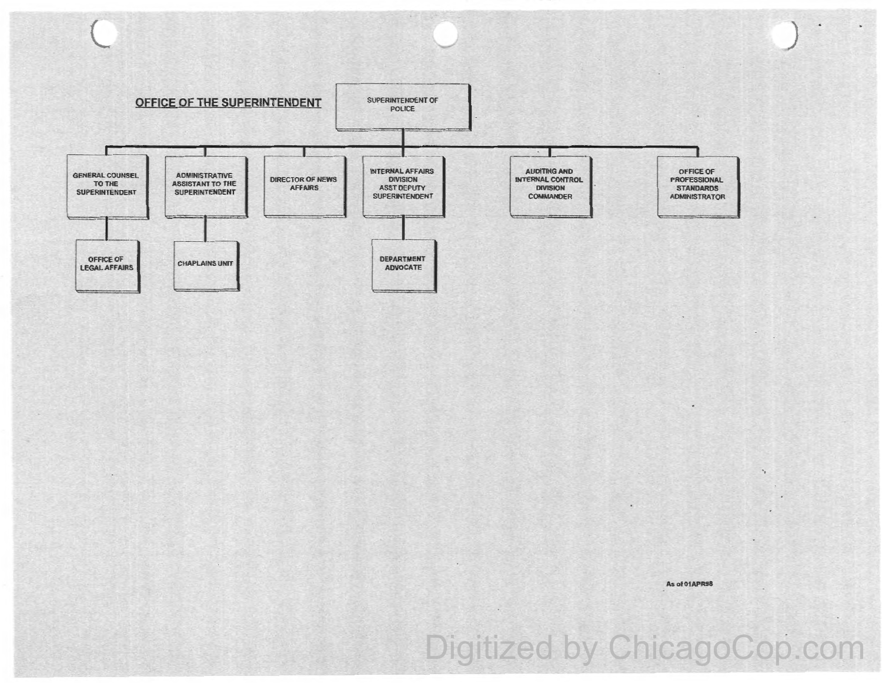## OFFICE OF THE SUPERINTENDENT

SUPERINTENDENT OF POLICE

- GENERAL COUNSEL TO THE SUPERINTENDENT
  - OFFICE OF LEGAL AFFAIRS
- ADMINISTRATIVE ASSISTANT TO THE SUPERINTENDENT
  - CHAPLAINS UNIT
- DIRECTOR OF NEWS AFFAIRS
- INTERNAL AFFAIRS DIVISION ASST DEPUTY SUPERINTENDENT
  - DEPARTMENT ADVOCATE
- AUDITING AND INTERNAL CONTROL DIVISION COMMANDER
- OFFICE OF PROFESSIONAL STANDARDS ADMINISTRATOR

As of 01APR98